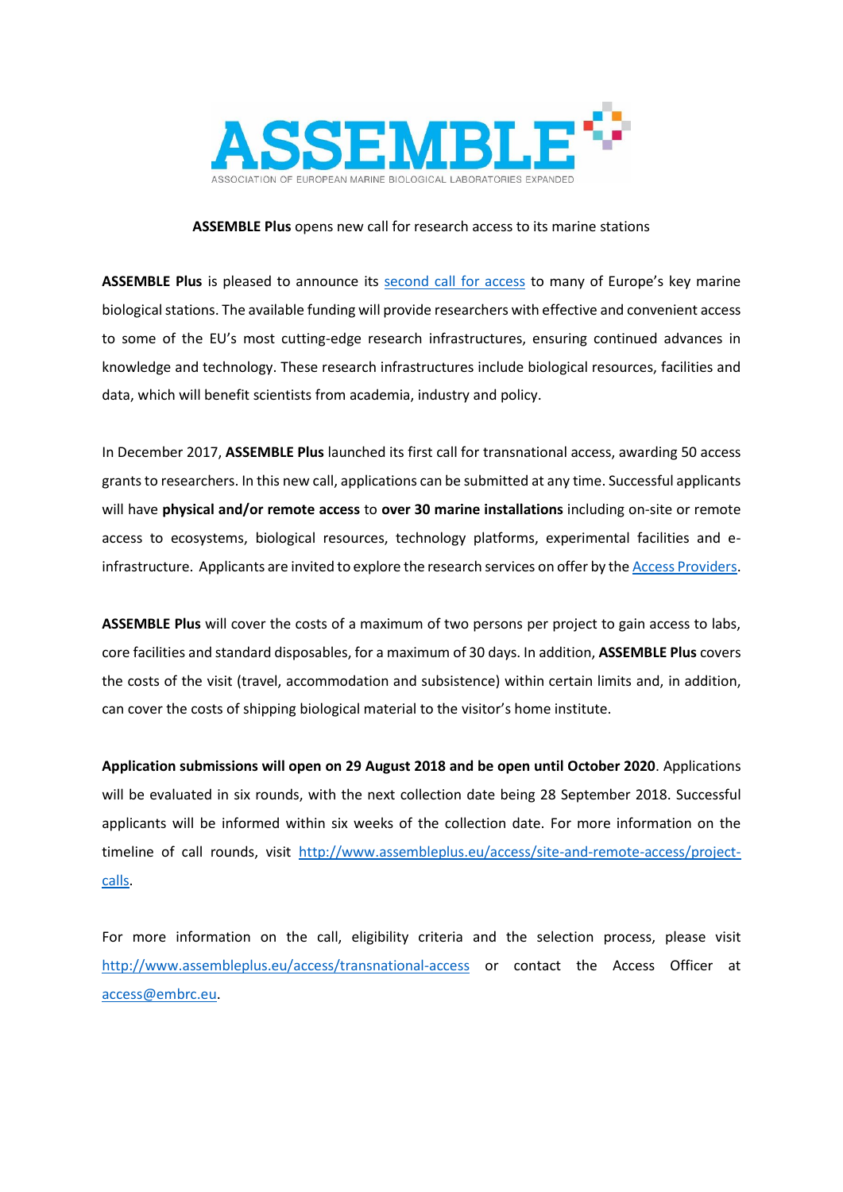# ASSEMBLE

ASSOCIATION OF EUROPEAN MARINE BIOLOGICAL LABORATORIES EXPANDED

**ASSEMBLE Plus** opens new call for research access to its marine stations

**ASSEMBLE Plus** is pleased to announce its second call for access to many of Europe's key marine biological stations. The available funding will provide researchers with effective and convenient access to some of the EU's most cutting-edge research infrastructures, ensuring continued advances in knowledge and technology. These research infrastructures include biological resources, facilities and data, which will benefit scientists from academia, industry and policy.

In December 2017, **ASSEMBLE Plus** launched its first call for transnational access, awarding 50 access grants to researchers. In this new call, applications can be submitted at any time. Successful applicants will have **physical and/or remote access** to **over 30 marine installations** including on-site or remote access to ecosystems, biological resources, technology platforms, experimental facilities and e-infrastructure. Applicants are invited to explore the research services on offer by the Access Providers.

**ASSEMBLE Plus** will cover the costs of a maximum of two persons per project to gain access to labs, core facilities and standard disposables, for a maximum of 30 days. In addition, **ASSEMBLE Plus** covers the costs of the visit (travel, accommodation and subsistence) within certain limits and, in addition, can cover the costs of shipping biological material to the visitor's home institute.

**Application submissions will open on 29 August 2018 and be open until October 2020**. Applications will be evaluated in six rounds, with the next collection date being 28 September 2018. Successful applicants will be informed within six weeks of the collection date. For more information on the timeline of call rounds, visit http://www.assembleplus.eu/access/site-and-remote-access/project-calls.

For more information on the call, eligibility criteria and the selection process, please visit http://www.assembleplus.eu/access/transnational-access or contact the Access Officer at access@embrc.eu.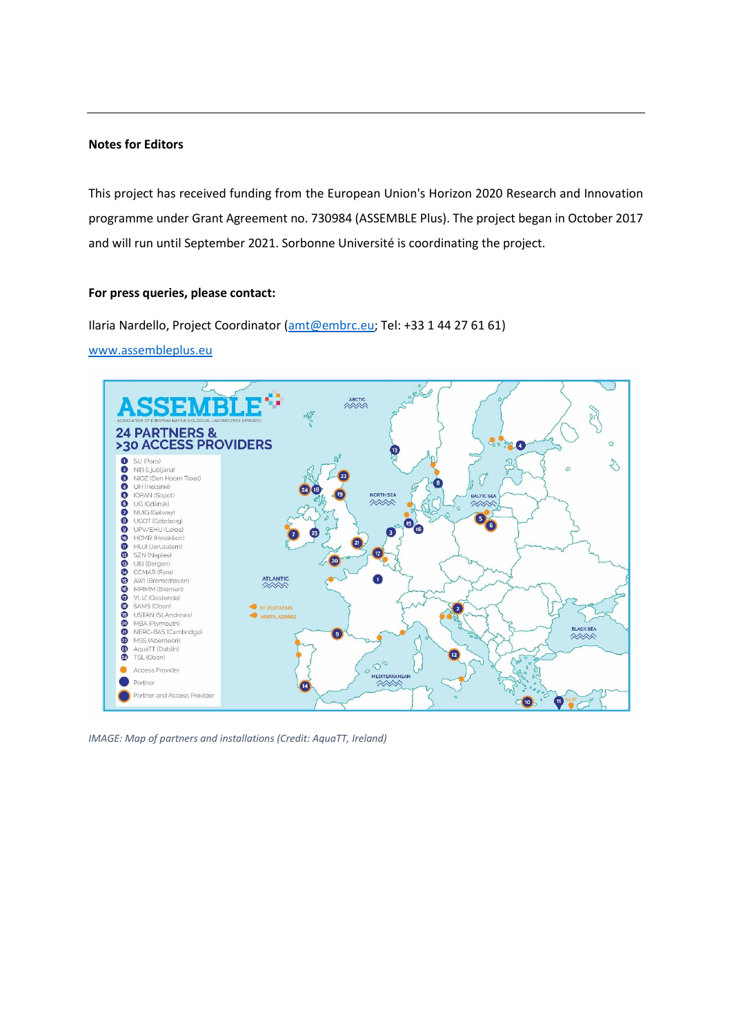**Notes for Editors**

This project has received funding from the European Union's Horizon 2020 Research and Innovation programme under Grant Agreement no. 730984 (ASSEMBLE Plus). The project began in October 2017 and will run until September 2021. Sorbonne Université is coordinating the project.

**For press queries, please contact:**

Ilaria Nardello, Project Coordinator (amt@embrc.eu; Tel: +33 1 44 27 61 61)

www.assembleplus.eu

ASSEMBLE

ASSOCIATION OF EUROPEAN MARINE BIOLOGICAL LABORATORIES EXPANDED

24 PARTNERS &
>30 ACCESS PROVIDERS

1 SU (Paris)
2 NIB (Ljubljana)
3 NIOZ (Den Hoorn Texel)
4 UH (Helsinki)
5 IOPAN (Sopot)
6 UG (Gdansk)
7 NUIG (Galway)
8 UGOT (Göteborg)
9 UPV/EHU (Leioa)
10 HCMR (Heraklion)
11 HUJI (Jerusalem)
12 SZN (Naples)
13 UIB (Bergen)
14 CCMAR (Faro)
15 AWI (Bremerhaven)
16 MPIMM (Bremen)
17 VLIZ (Oostende)
18 SAMS (Oban)
19 USTAN (St Andrews)
20 MBA (Plymouth)
21 NERC-BAS (Cambridge)
22 MSS (Aberdeen)
23 AquaTT (Dublin)
24 TSL (Oban)

Access Provider
Partner
Partner and Access Provider

ARCTIC
NORTH SEA
BALTIC SEA
ATLANTIC
ST. EUSTATIUS
HORTA, AZORES
BLACK SEA
MEDITERRANEAN
EILAT

*IMAGE: Map of partners and installations (Credit: AquaTT, Ireland)*